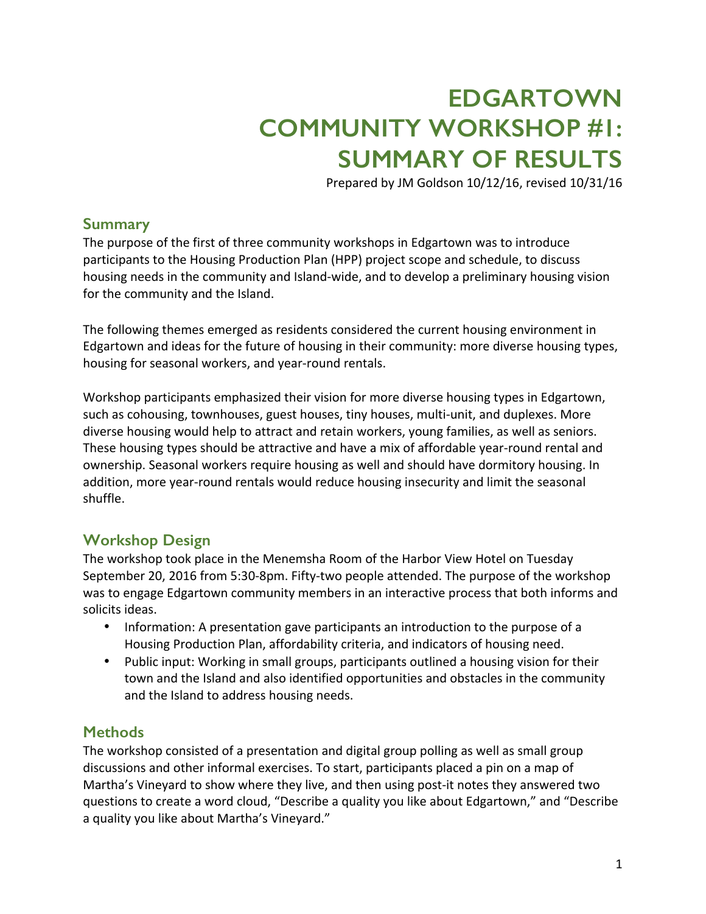# EDGARTOWN COMMUNITY WORKSHOP #1: SUMMARY OF RESULTS

Prepared by JM Goldson 10/12/16, revised 10/31/16

## Summary

The purpose of the first of three community workshops in Edgartown was to introduce participants to the Housing Production Plan (HPP) project scope and schedule, to discuss housing needs in the community and Island-wide, and to develop a preliminary housing vision for the community and the Island.

The following themes emerged as residents considered the current housing environment in Edgartown and ideas for the future of housing in their community: more diverse housing types, housing for seasonal workers, and year-round rentals.

Workshop participants emphasized their vision for more diverse housing types in Edgartown, such as cohousing, townhouses, guest houses, tiny houses, multi-unit, and duplexes. More diverse housing would help to attract and retain workers, young families, as well as seniors. These housing types should be attractive and have a mix of affordable year-round rental and ownership. Seasonal workers require housing as well and should have dormitory housing. In addition, more year-round rentals would reduce housing insecurity and limit the seasonal shuffle.

## Workshop Design

The workshop took place in the Menemsha Room of the Harbor View Hotel on Tuesday September 20, 2016 from 5:30-8pm. Fifty-two people attended. The purpose of the workshop was to engage Edgartown community members in an interactive process that both informs and solicits ideas.

- Information: A presentation gave participants an introduction to the purpose of a Housing Production Plan, affordability criteria, and indicators of housing need.
- Public input: Working in small groups, participants outlined a housing vision for their town and the Island and also identified opportunities and obstacles in the community and the Island to address housing needs.

## Methods

The workshop consisted of a presentation and digital group polling as well as small group discussions and other informal exercises. To start, participants placed a pin on a map of Martha's Vineyard to show where they live, and then using post-it notes they answered two questions to create a word cloud, "Describe a quality you like about Edgartown," and "Describe a quality you like about Martha's Vineyard."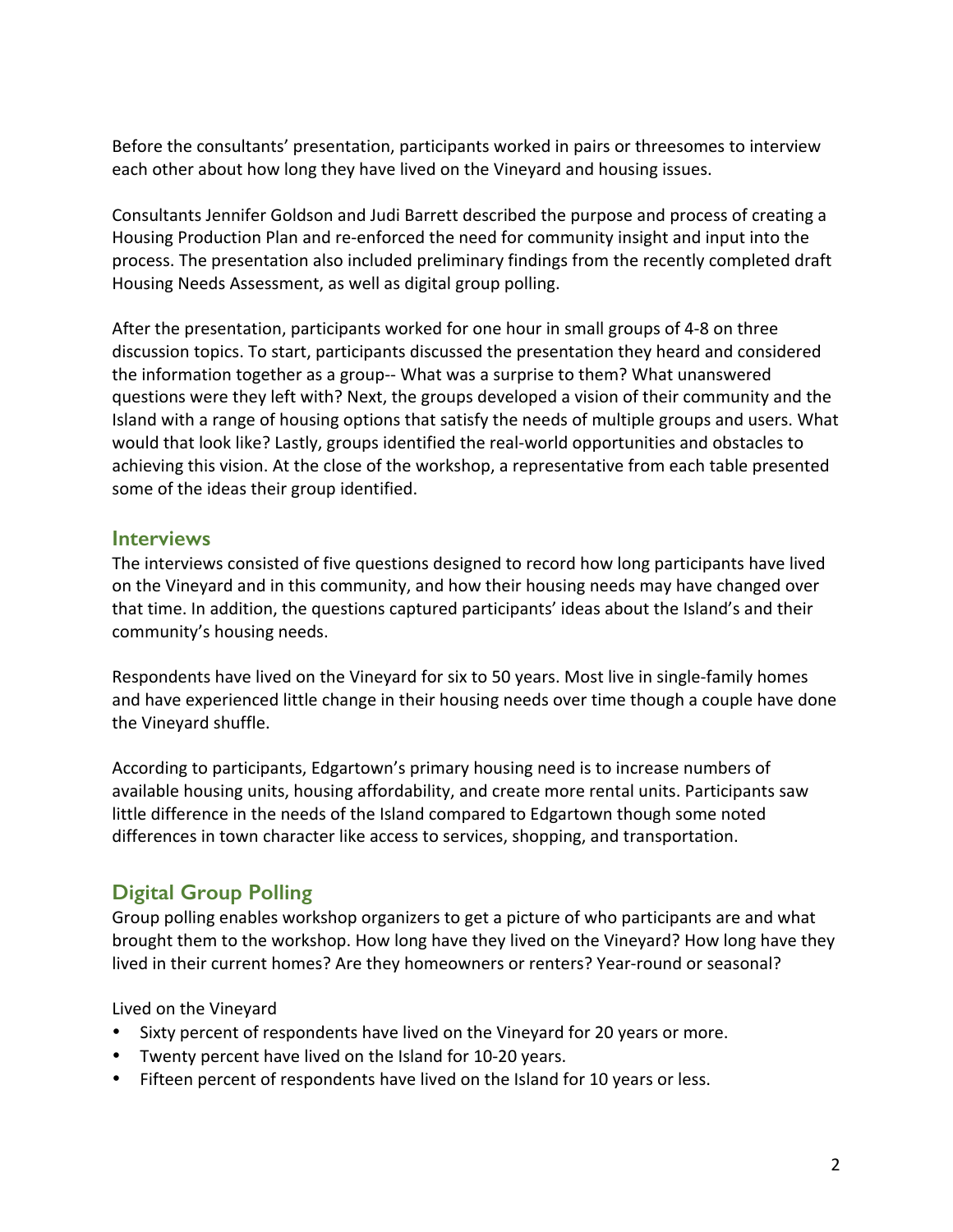Before the consultants' presentation, participants worked in pairs or threesomes to interview each other about how long they have lived on the Vineyard and housing issues.

Consultants Jennifer Goldson and Judi Barrett described the purpose and process of creating a Housing Production Plan and re-enforced the need for community insight and input into the process. The presentation also included preliminary findings from the recently completed draft Housing Needs Assessment, as well as digital group polling.

After the presentation, participants worked for one hour in small groups of 4-8 on three discussion topics. To start, participants discussed the presentation they heard and considered the information together as a group-- What was a surprise to them? What unanswered questions were they left with? Next, the groups developed a vision of their community and the Island with a range of housing options that satisfy the needs of multiple groups and users. What would that look like? Lastly, groups identified the real-world opportunities and obstacles to achieving this vision. At the close of the workshop, a representative from each table presented some of the ideas their group identified.

## Interviews

The interviews consisted of five questions designed to record how long participants have lived on the Vineyard and in this community, and how their housing needs may have changed over that time. In addition, the questions captured participants' ideas about the Island's and their community's housing needs.

Respondents have lived on the Vineyard for six to 50 years. Most live in single-family homes and have experienced little change in their housing needs over time though a couple have done the Vineyard shuffle.

According to participants, Edgartown's primary housing need is to increase numbers of available housing units, housing affordability, and create more rental units. Participants saw little difference in the needs of the Island compared to Edgartown though some noted differences in town character like access to services, shopping, and transportation.

## Digital Group Polling

Group polling enables workshop organizers to get a picture of who participants are and what brought them to the workshop. How long have they lived on the Vineyard? How long have they lived in their current homes? Are they homeowners or renters? Year-round or seasonal?

Lived on the Vineyard

- Sixty percent of respondents have lived on the Vineyard for 20 years or more.
- Twenty percent have lived on the Island for 10-20 years.
- Fifteen percent of respondents have lived on the Island for 10 years or less.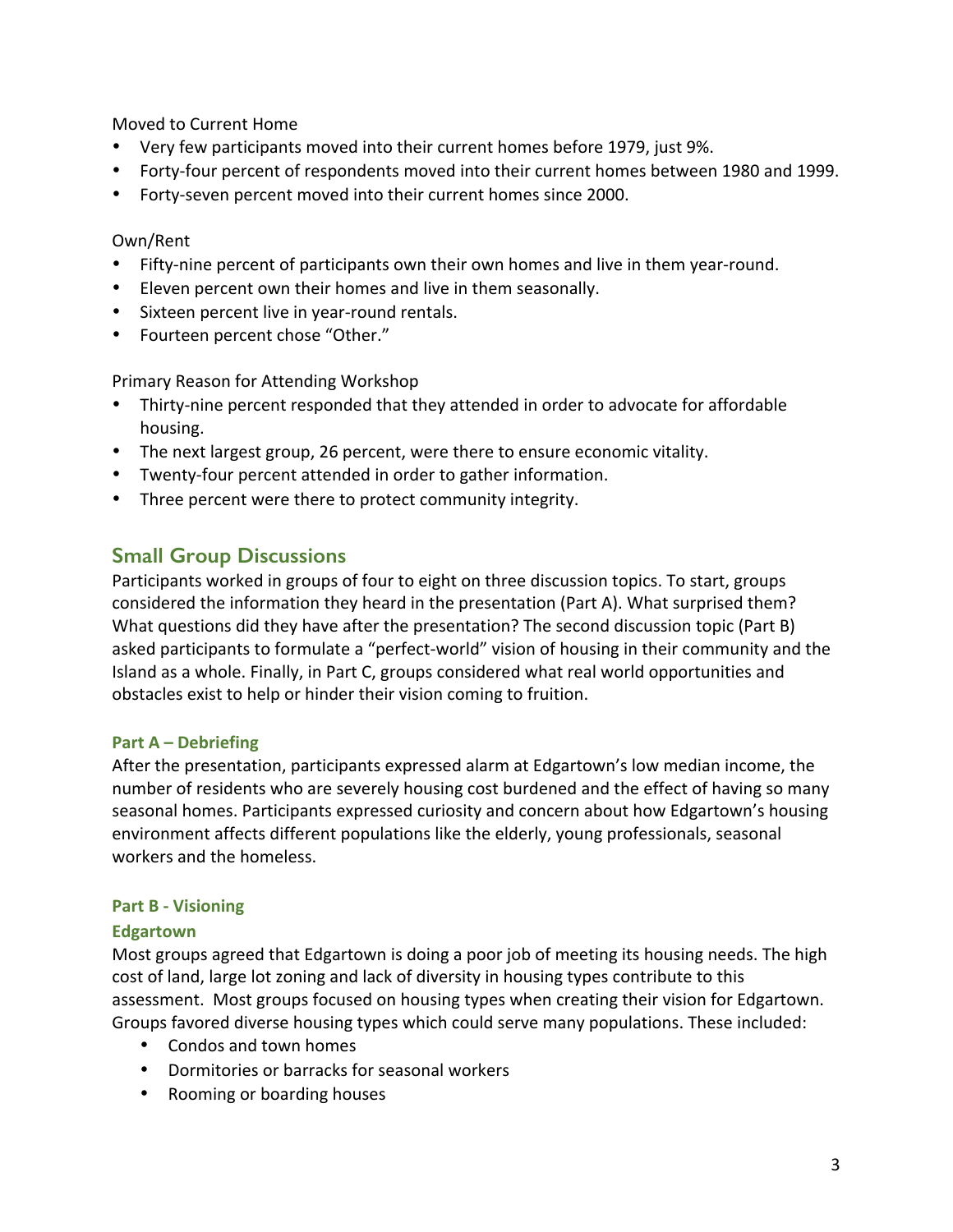Moved to Current Home

- Very few participants moved into their current homes before 1979, just 9%.
- Forty-four percent of respondents moved into their current homes between 1980 and 1999.
- Forty-seven percent moved into their current homes since 2000.

Own/Rent

- Fifty-nine percent of participants own their own homes and live in them year-round.
- Eleven percent own their homes and live in them seasonally.
- Sixteen percent live in year-round rentals.
- Fourteen percent chose "Other."

Primary Reason for Attending Workshop

- Thirty-nine percent responded that they attended in order to advocate for affordable housing.
- The next largest group, 26 percent, were there to ensure economic vitality.
- Twenty-four percent attended in order to gather information.
- Three percent were there to protect community integrity.

## Small Group Discussions

Participants worked in groups of four to eight on three discussion topics. To start, groups considered the information they heard in the presentation (Part A). What surprised them? What questions did they have after the presentation? The second discussion topic (Part B) asked participants to formulate a "perfect-world" vision of housing in their community and the Island as a whole. Finally, in Part C, groups considered what real world opportunities and obstacles exist to help or hinder their vision coming to fruition.

### Part A – Debriefing

After the presentation, participants expressed alarm at Edgartown's low median income, the number of residents who are severely housing cost burdened and the effect of having so many seasonal homes. Participants expressed curiosity and concern about how Edgartown's housing environment affects different populations like the elderly, young professionals, seasonal workers and the homeless.

### Part B - Visioning

#### Edgartown

Most groups agreed that Edgartown is doing a poor job of meeting its housing needs. The high cost of land, large lot zoning and lack of diversity in housing types contribute to this assessment. Most groups focused on housing types when creating their vision for Edgartown. Groups favored diverse housing types which could serve many populations. These included:

- Condos and town homes
- Dormitories or barracks for seasonal workers
- Rooming or boarding houses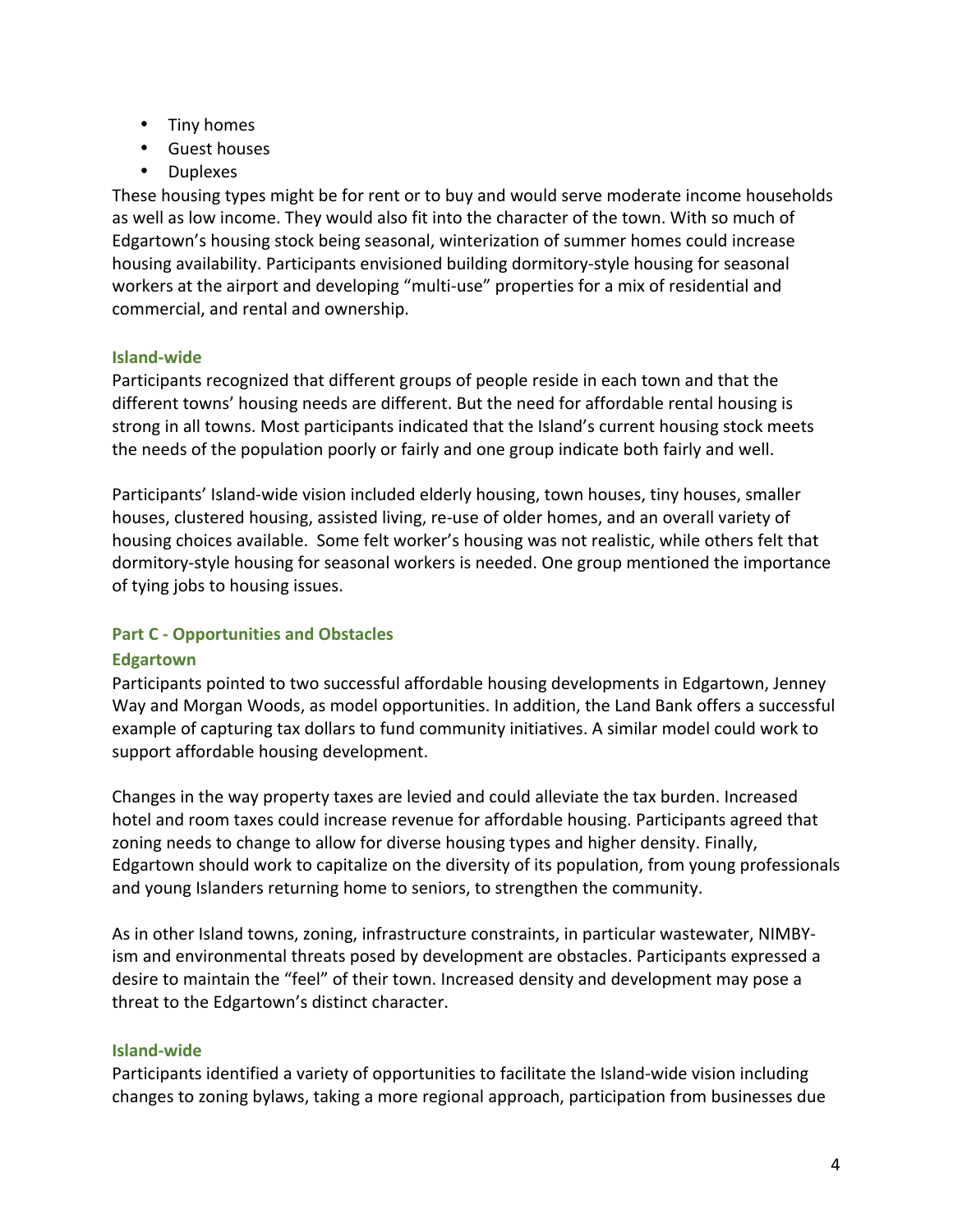- Tiny homes
- Guest houses
- Duplexes

These housing types might be for rent or to buy and would serve moderate income households as well as low income. They would also fit into the character of the town. With so much of Edgartown's housing stock being seasonal, winterization of summer homes could increase housing availability. Participants envisioned building dormitory-style housing for seasonal workers at the airport and developing "multi-use" properties for a mix of residential and commercial, and rental and ownership.

### Island-wide

Participants recognized that different groups of people reside in each town and that the different towns' housing needs are different. But the need for affordable rental housing is strong in all towns. Most participants indicated that the Island's current housing stock meets the needs of the population poorly or fairly and one group indicate both fairly and well.

Participants' Island-wide vision included elderly housing, town houses, tiny houses, smaller houses, clustered housing, assisted living, re-use of older homes, and an overall variety of housing choices available. Some felt worker's housing was not realistic, while others felt that dormitory-style housing for seasonal workers is needed. One group mentioned the importance of tying jobs to housing issues.

## Part C - Opportunities and Obstacles

### Edgartown

Participants pointed to two successful affordable housing developments in Edgartown, Jenney Way and Morgan Woods, as model opportunities. In addition, the Land Bank offers a successful example of capturing tax dollars to fund community initiatives. A similar model could work to support affordable housing development.

Changes in the way property taxes are levied and could alleviate the tax burden. Increased hotel and room taxes could increase revenue for affordable housing. Participants agreed that zoning needs to change to allow for diverse housing types and higher density. Finally, Edgartown should work to capitalize on the diversity of its population, from young professionals and young Islanders returning home to seniors, to strengthen the community.

As in other Island towns, zoning, infrastructure constraints, in particular wastewater, NIMBY-ism and environmental threats posed by development are obstacles. Participants expressed a desire to maintain the "feel" of their town. Increased density and development may pose a threat to the Edgartown's distinct character.

### Island-wide

Participants identified a variety of opportunities to facilitate the Island-wide vision including changes to zoning bylaws, taking a more regional approach, participation from businesses due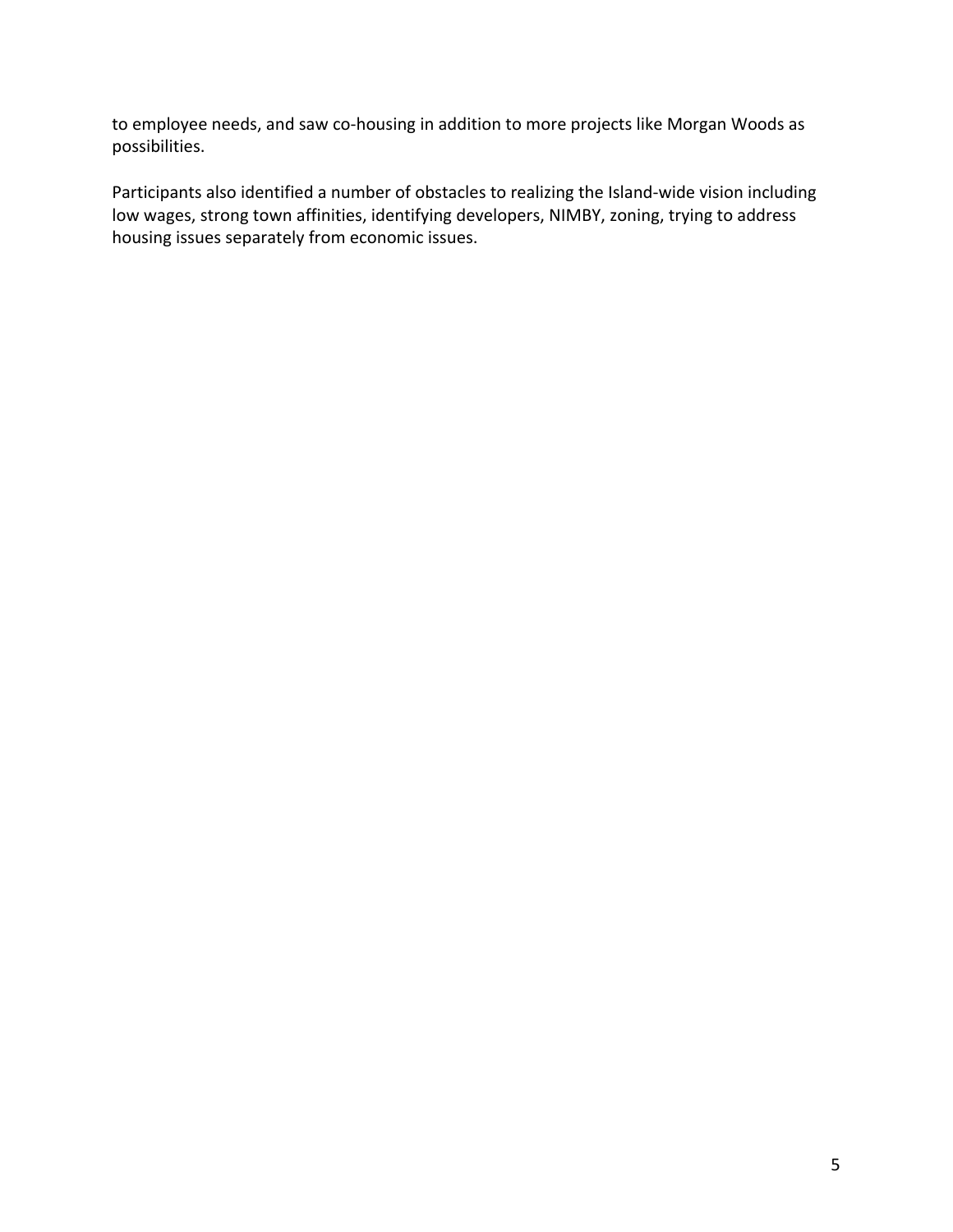to employee needs, and saw co-housing in addition to more projects like Morgan Woods as possibilities.

Participants also identified a number of obstacles to realizing the Island-wide vision including low wages, strong town affinities, identifying developers, NIMBY, zoning, trying to address housing issues separately from economic issues.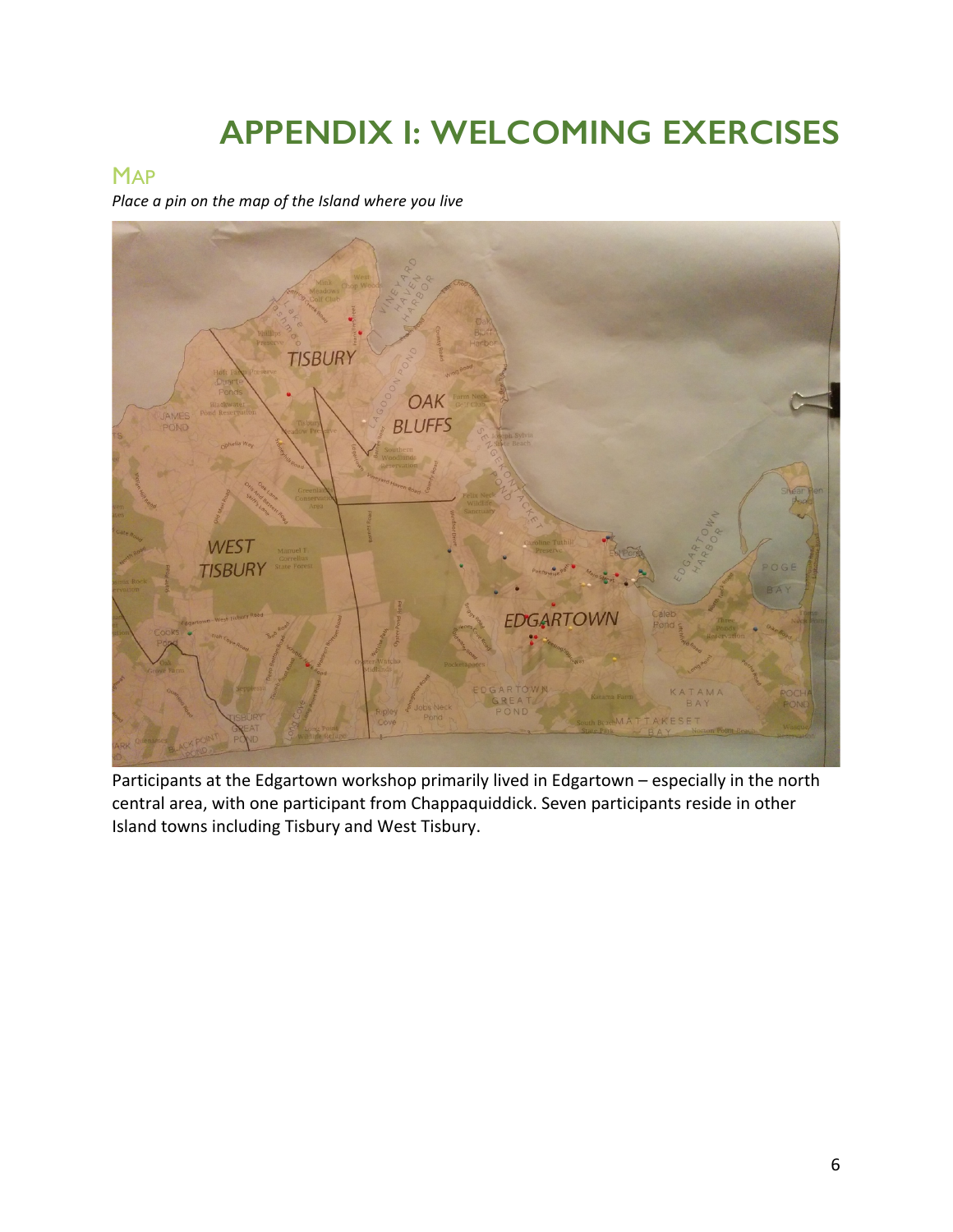# APPENDIX I: WELCOMING EXERCISES

## MAP

*Place a pin on the map of the Island where you live*

Participants at the Edgartown workshop primarily lived in Edgartown – especially in the north central area, with one participant from Chappaquiddick. Seven participants reside in other Island towns including Tisbury and West Tisbury.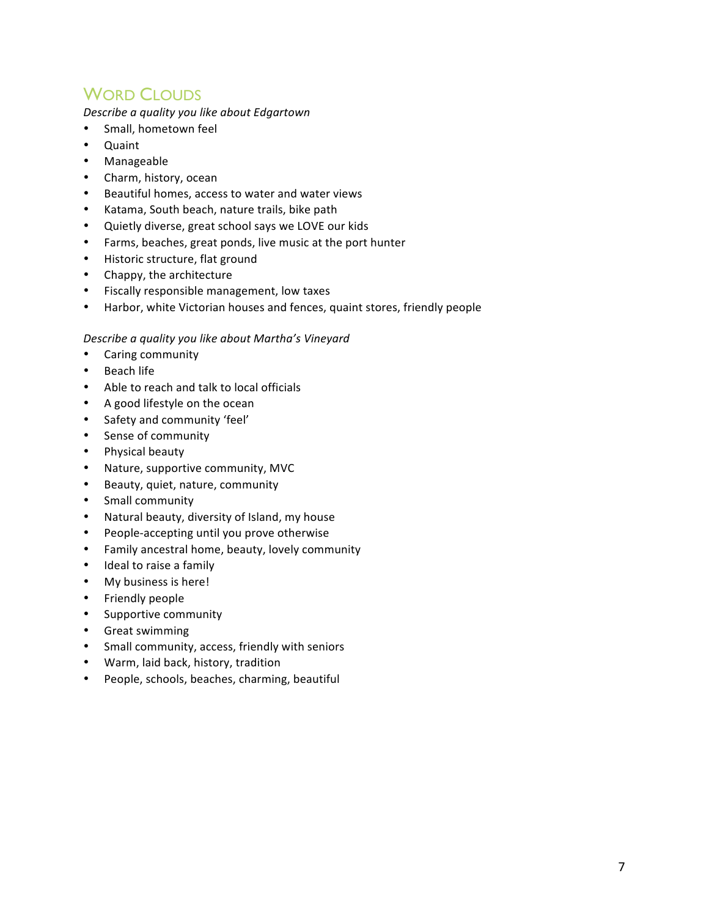## Word Clouds

*Describe a quality you like about Edgartown*

- Small, hometown feel
- Quaint
- Manageable
- Charm, history, ocean
- Beautiful homes, access to water and water views
- Katama, South beach, nature trails, bike path
- Quietly diverse, great school says we LOVE our kids
- Farms, beaches, great ponds, live music at the port hunter
- Historic structure, flat ground
- Chappy, the architecture
- Fiscally responsible management, low taxes
- Harbor, white Victorian houses and fences, quaint stores, friendly people

*Describe a quality you like about Martha's Vineyard*

- Caring community
- Beach life
- Able to reach and talk to local officials
- A good lifestyle on the ocean
- Safety and community 'feel'
- Sense of community
- Physical beauty
- Nature, supportive community, MVC
- Beauty, quiet, nature, community
- Small community
- Natural beauty, diversity of Island, my house
- People-accepting until you prove otherwise
- Family ancestral home, beauty, lovely community
- Ideal to raise a family
- My business is here!
- Friendly people
- Supportive community
- Great swimming
- Small community, access, friendly with seniors
- Warm, laid back, history, tradition
- People, schools, beaches, charming, beautiful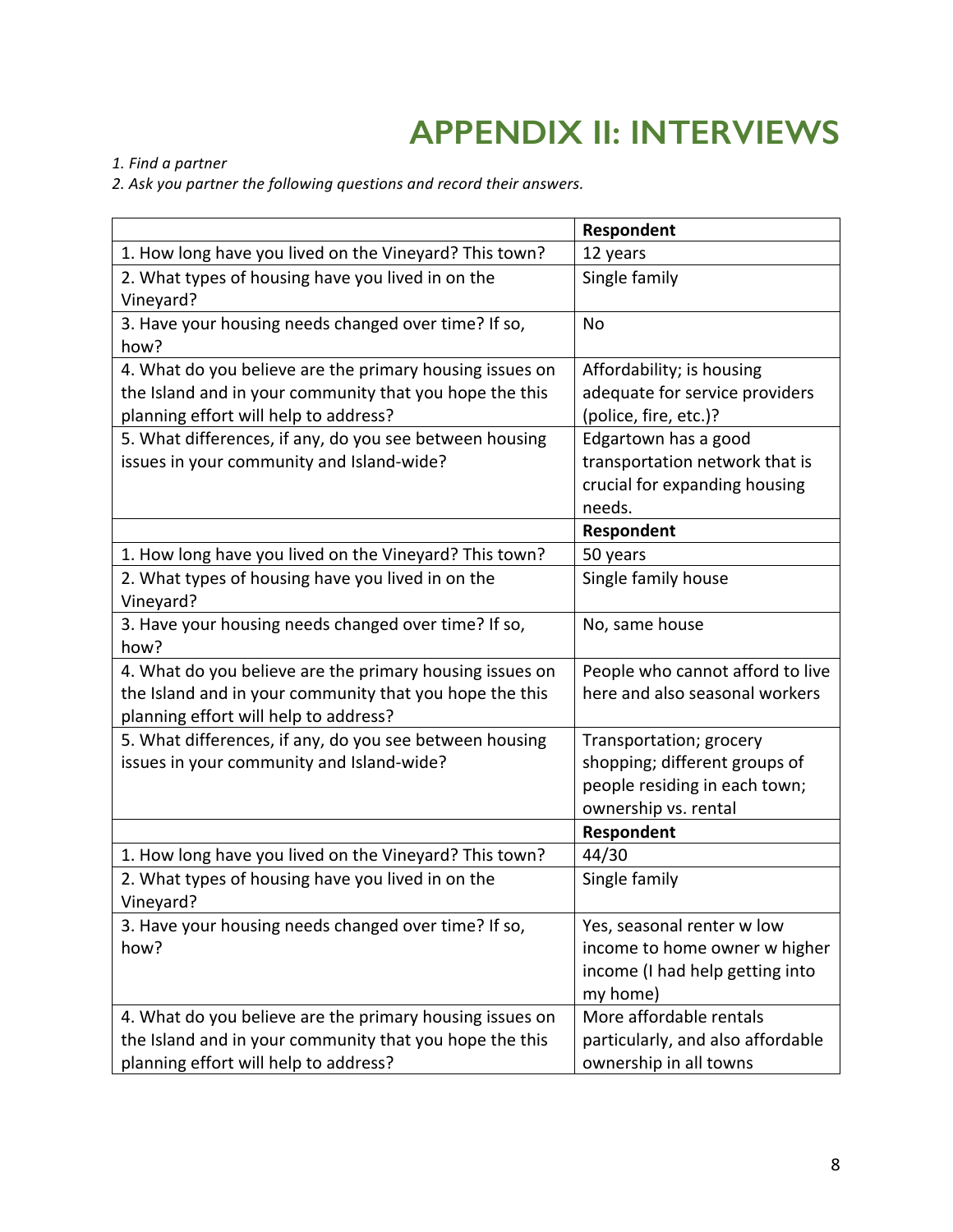# APPENDIX II: INTERVIEWS

*1. Find a partner*
*2. Ask you partner the following questions and record their answers.*

| | **Respondent** |
|---|---|
| 1. How long have you lived on the Vineyard? This town? | 12 years |
| 2. What types of housing have you lived in on the Vineyard? | Single family |
| 3. Have your housing needs changed over time? If so, how? | No |
| 4. What do you believe are the primary housing issues on the Island and in your community that you hope the this planning effort will help to address? | Affordability; is housing adequate for service providers (police, fire, etc.)? |
| 5. What differences, if any, do you see between housing issues in your community and Island-wide? | Edgartown has a good transportation network that is crucial for expanding housing needs. |
| | **Respondent** |
| 1. How long have you lived on the Vineyard? This town? | 50 years |
| 2. What types of housing have you lived in on the Vineyard? | Single family house |
| 3. Have your housing needs changed over time? If so, how? | No, same house |
| 4. What do you believe are the primary housing issues on the Island and in your community that you hope the this planning effort will help to address? | People who cannot afford to live here and also seasonal workers |
| 5. What differences, if any, do you see between housing issues in your community and Island-wide? | Transportation; grocery shopping; different groups of people residing in each town; ownership vs. rental |
| | **Respondent** |
| 1. How long have you lived on the Vineyard? This town? | 44/30 |
| 2. What types of housing have you lived in on the Vineyard? | Single family |
| 3. Have your housing needs changed over time? If so, how? | Yes, seasonal renter w low income to home owner w higher income (I had help getting into my home) |
| 4. What do you believe are the primary housing issues on the Island and in your community that you hope the this planning effort will help to address? | More affordable rentals particularly, and also affordable ownership in all towns |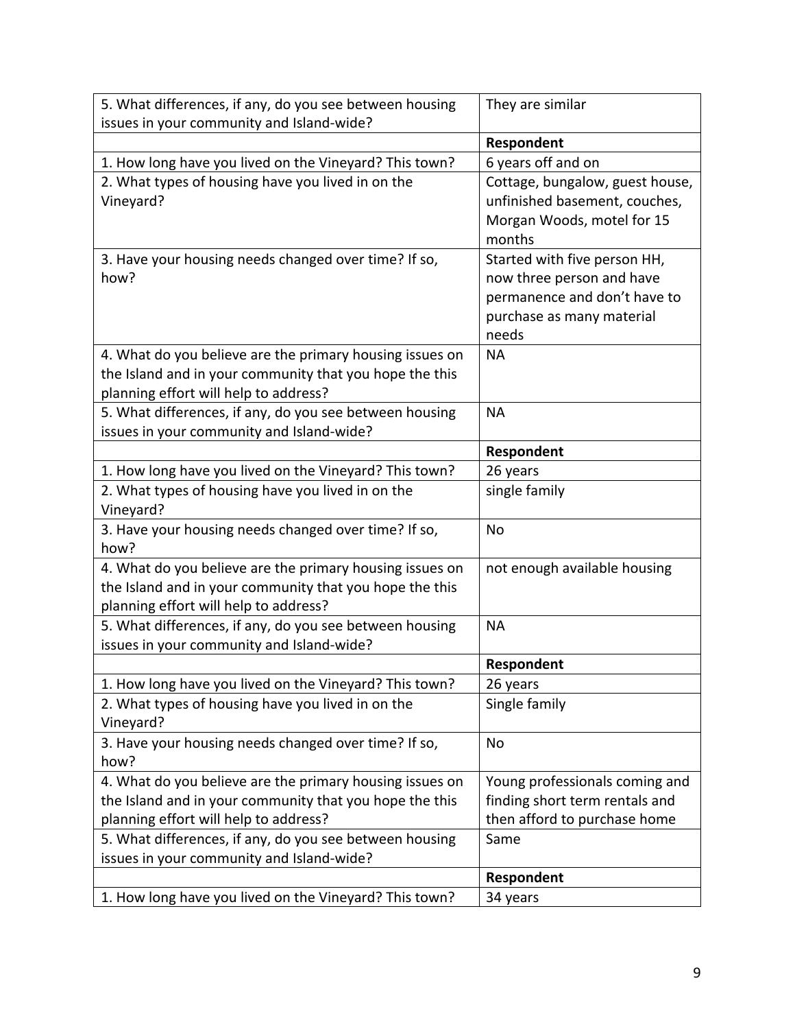| 5. What differences, if any, do you see between housing issues in your community and Island-wide? | They are similar |
|---|---|
| | **Respondent** |
| 1. How long have you lived on the Vineyard? This town? | 6 years off and on |
| 2. What types of housing have you lived in on the Vineyard? | Cottage, bungalow, guest house, unfinished basement, couches, Morgan Woods, motel for 15 months |
| 3. Have your housing needs changed over time? If so, how? | Started with five person HH, now three person and have permanence and don't have to purchase as many material needs |
| 4. What do you believe are the primary housing issues on the Island and in your community that you hope the this planning effort will help to address? | NA |
| 5. What differences, if any, do you see between housing issues in your community and Island-wide? | NA |
| | **Respondent** |
| 1. How long have you lived on the Vineyard? This town? | 26 years |
| 2. What types of housing have you lived in on the Vineyard? | single family |
| 3. Have your housing needs changed over time? If so, how? | No |
| 4. What do you believe are the primary housing issues on the Island and in your community that you hope the this planning effort will help to address? | not enough available housing |
| 5. What differences, if any, do you see between housing issues in your community and Island-wide? | NA |
| | **Respondent** |
| 1. How long have you lived on the Vineyard? This town? | 26 years |
| 2. What types of housing have you lived in on the Vineyard? | Single family |
| 3. Have your housing needs changed over time? If so, how? | No |
| 4. What do you believe are the primary housing issues on the Island and in your community that you hope the this planning effort will help to address? | Young professionals coming and finding short term rentals and then afford to purchase home |
| 5. What differences, if any, do you see between housing issues in your community and Island-wide? | Same |
| | **Respondent** |
| 1. How long have you lived on the Vineyard? This town? | 34 years |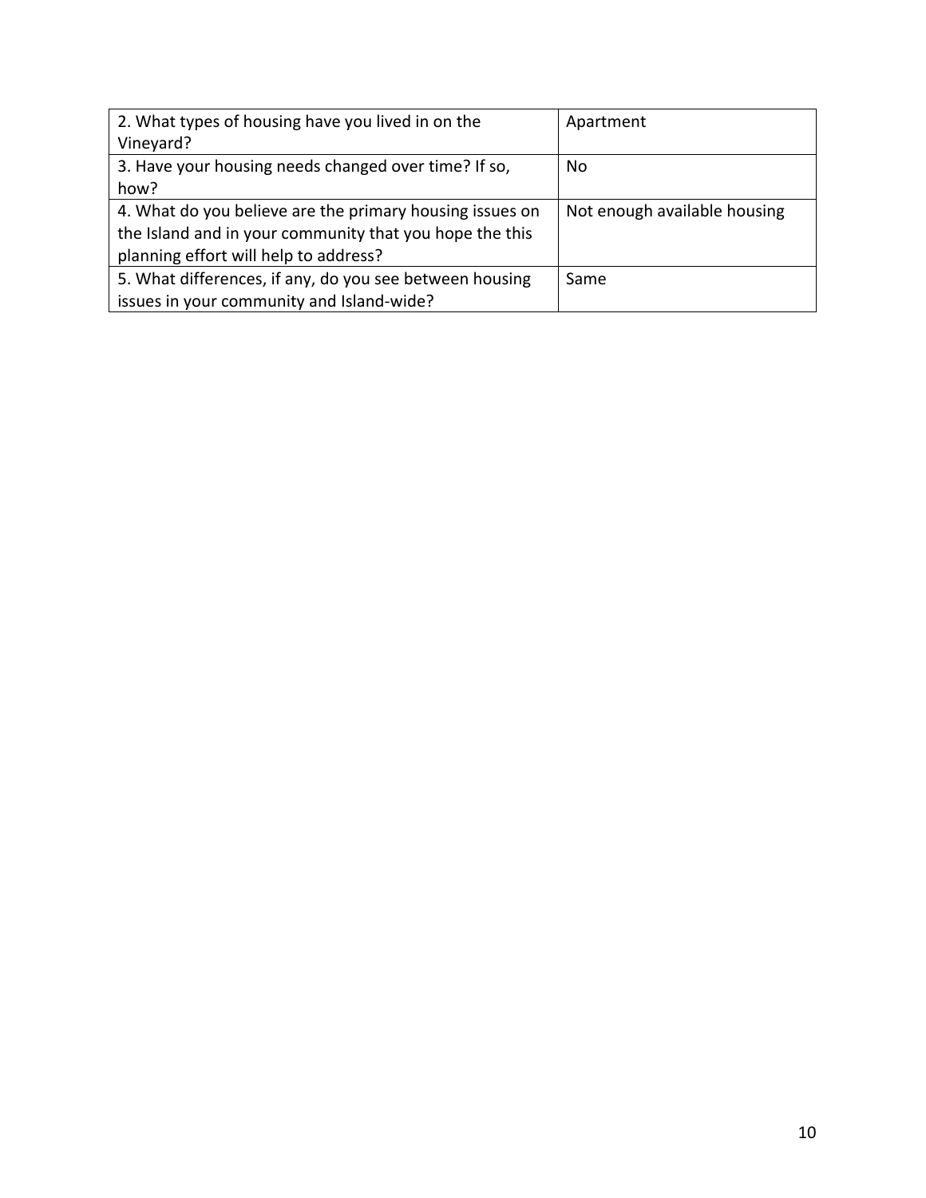| 2. What types of housing have you lived in on the Vineyard? | Apartment |
|---|---|
| 3. Have your housing needs changed over time? If so, how? | No |
| 4. What do you believe are the primary housing issues on the Island and in your community that you hope the this planning effort will help to address? | Not enough available housing |
| 5. What differences, if any, do you see between housing issues in your community and Island-wide? | Same |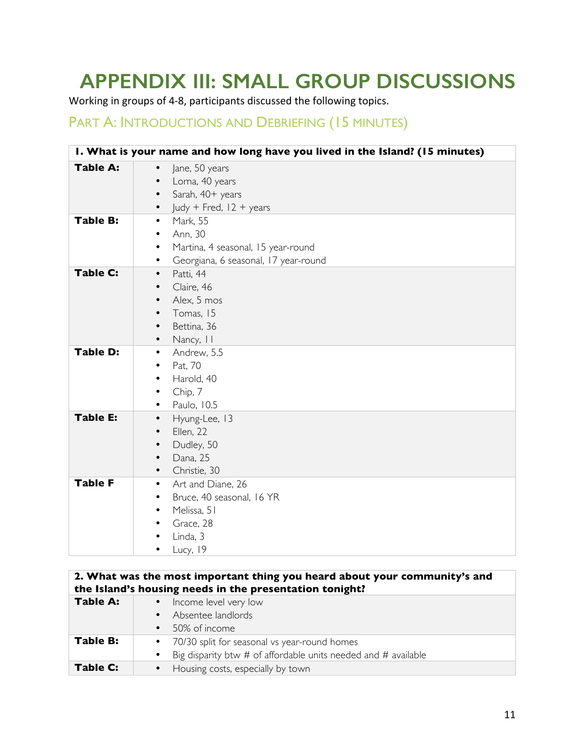# APPENDIX III: SMALL GROUP DISCUSSIONS

Working in groups of 4-8, participants discussed the following topics.

## PART A: INTRODUCTIONS AND DEBRIEFING (15 MINUTES)

| **1. What is your name and how long have you lived in the Island? (15 minutes)** | |
|---|---|
| **Table A:** | • Jane, 50 years<br>• Lorna, 40 years<br>• Sarah, 40+ years<br>• Judy + Fred, 12 + years |
| **Table B:** | • Mark, 55<br>• Ann, 30<br>• Martina, 4 seasonal, 15 year-round<br>• Georgiana, 6 seasonal, 17 year-round |
| **Table C:** | • Patti, 44<br>• Claire, 46<br>• Alex, 5 mos<br>• Tomas, 15<br>• Bettina, 36<br>• Nancy, 11 |
| **Table D:** | • Andrew, 5.5<br>• Pat, 70<br>• Harold, 40<br>• Chip, 7<br>• Paulo, 10.5 |
| **Table E:** | • Hyung-Lee, 13<br>• Ellen, 22<br>• Dudley, 50<br>• Dana, 25<br>• Christie, 30 |
| **Table F** | • Art and Diane, 26<br>• Bruce, 40 seasonal, 16 YR<br>• Melissa, 51<br>• Grace, 28<br>• Linda, 3<br>• Lucy, 19 |

| **2. What was the most important thing you heard about your community's and the Island's housing needs in the presentation tonight?** | |
|---|---|
| **Table A:** | • Income level very low<br>• Absentee landlords<br>• 50% of income |
| **Table B:** | • 70/30 split for seasonal vs year-round homes<br>• Big disparity btw # of affordable units needed and # available |
| **Table C:** | • Housing costs, especially by town |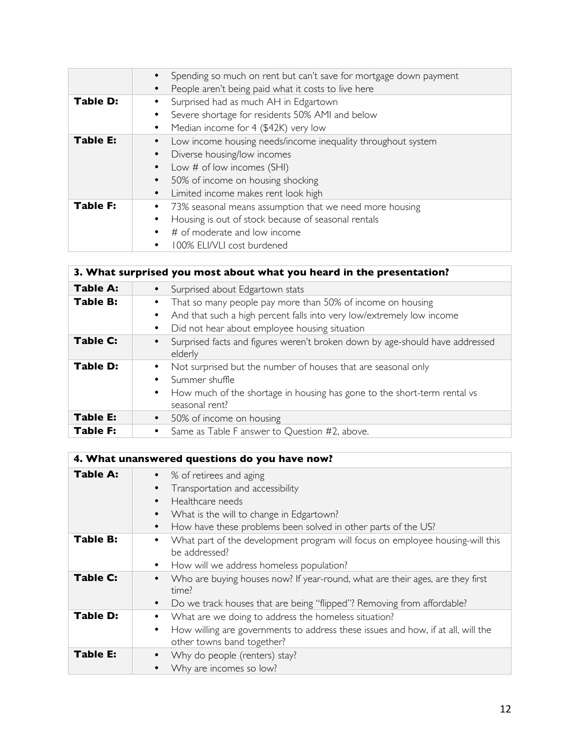| | |
|---|---|
| | • Spending so much on rent but can't save for mortgage down payment<br>• People aren't being paid what it costs to live here |
| **Table D:** | • Surprised had as much AH in Edgartown<br>• Severe shortage for residents 50% AMI and below<br>• Median income for 4 ($42K) very low |
| **Table E:** | • Low income housing needs/income inequality throughout system<br>• Diverse housing/low incomes<br>• Low # of low incomes (SHI)<br>• 50% of income on housing shocking<br>• Limited income makes rent look high |
| **Table F:** | • 73% seasonal means assumption that we need more housing<br>• Housing is out of stock because of seasonal rentals<br>• # of moderate and low income<br>• 100% ELI/VLI cost burdened |

| **3. What surprised you most about what you heard in the presentation?** | |
|---|---|
| **Table A:** | • Surprised about Edgartown stats |
| **Table B:** | • That so many people pay more than 50% of income on housing<br>• And that such a high percent falls into very low/extremely low income<br>• Did not hear about employee housing situation |
| **Table C:** | • Surprised facts and figures weren't broken down by age-should have addressed elderly |
| **Table D:** | • Not surprised but the number of houses that are seasonal only<br>• Summer shuffle<br>• How much of the shortage in housing has gone to the short-term rental vs seasonal rent? |
| **Table E:** | • 50% of income on housing |
| **Table F:** | • Same as Table F answer to Question #2, above. |

| **4. What unanswered questions do you have now?** | |
|---|---|
| **Table A:** | • % of retirees and aging<br>• Transportation and accessibility<br>• Healthcare needs<br>• What is the will to change in Edgartown?<br>• How have these problems been solved in other parts of the US? |
| **Table B:** | • What part of the development program will focus on employee housing-will this be addressed?<br>• How will we address homeless population? |
| **Table C:** | • Who are buying houses now? If year-round, what are their ages, are they first time?<br>• Do we track houses that are being "flipped"? Removing from affordable? |
| **Table D:** | • What are we doing to address the homeless situation?<br>• How willing are governments to address these issues and how, if at all, will the other towns band together? |
| **Table E:** | • Why do people (renters) stay?<br>• Why are incomes so low? |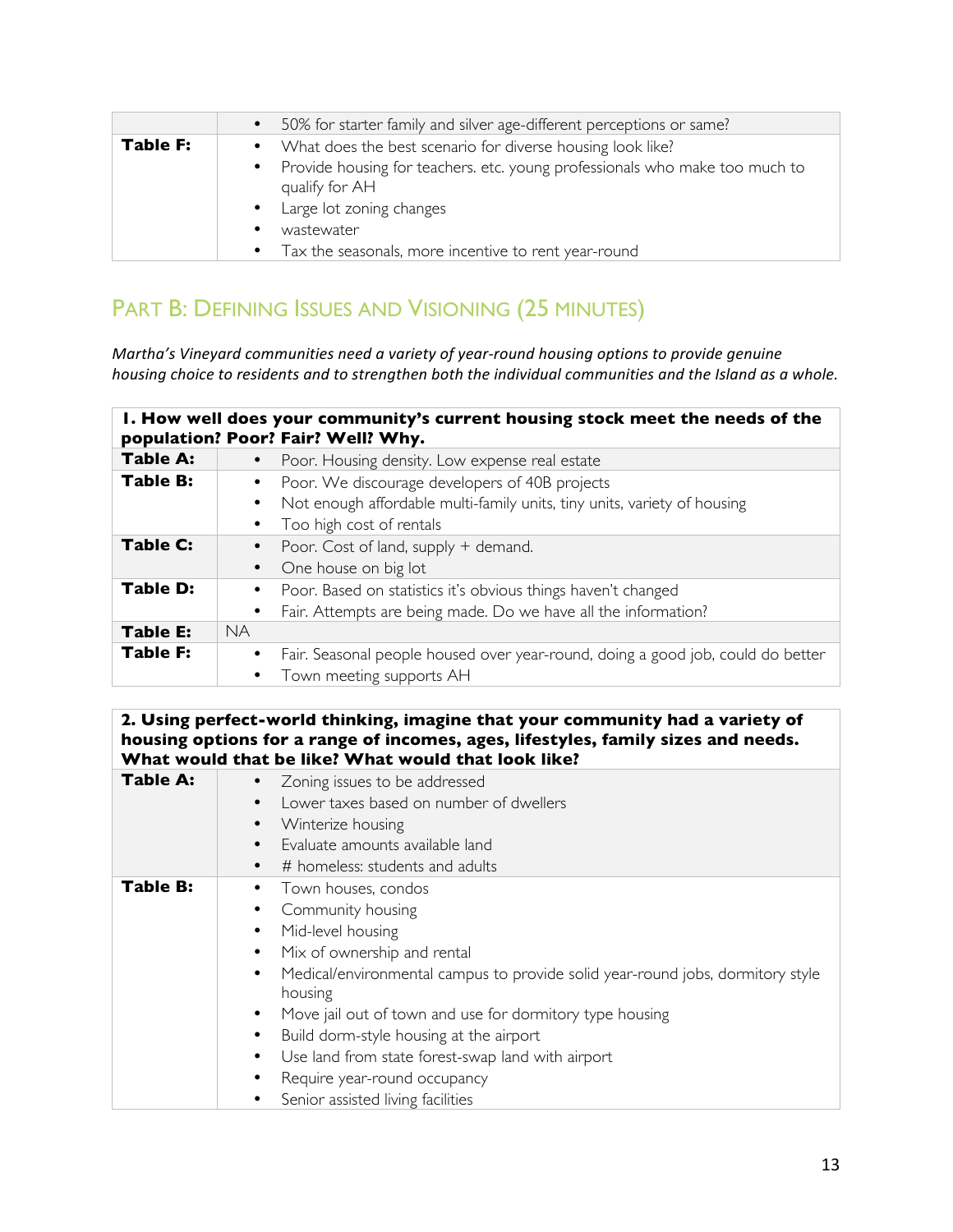| | |
|---|---|
| | • 50% for starter family and silver age-different perceptions or same? |
| **Table F:** | • What does the best scenario for diverse housing look like?<br>• Provide housing for teachers. etc. young professionals who make too much to qualify for AH<br>• Large lot zoning changes<br>• wastewater<br>• Tax the seasonals, more incentive to rent year-round |

## PART B: DEFINING ISSUES AND VISIONING (25 MINUTES)

*Martha's Vineyard communities need a variety of year-round housing options to provide genuine housing choice to residents and to strengthen both the individual communities and the Island as a whole.*

| **1. How well does your community's current housing stock meet the needs of the population? Poor? Fair? Well? Why.** | |
|---|---|
| **Table A:** | • Poor. Housing density. Low expense real estate |
| **Table B:** | • Poor. We discourage developers of 40B projects<br>• Not enough affordable multi-family units, tiny units, variety of housing<br>• Too high cost of rentals |
| **Table C:** | • Poor. Cost of land, supply + demand.<br>• One house on big lot |
| **Table D:** | • Poor. Based on statistics it's obvious things haven't changed<br>• Fair. Attempts are being made. Do we have all the information? |
| **Table E:** | NA |
| **Table F:** | • Fair. Seasonal people housed over year-round, doing a good job, could do better<br>• Town meeting supports AH |

| **2. Using perfect-world thinking, imagine that your community had a variety of housing options for a range of incomes, ages, lifestyles, family sizes and needs. What would that be like? What would that look like?** | |
|---|---|
| **Table A:** | • Zoning issues to be addressed<br>• Lower taxes based on number of dwellers<br>• Winterize housing<br>• Evaluate amounts available land<br>• # homeless: students and adults |
| **Table B:** | • Town houses, condos<br>• Community housing<br>• Mid-level housing<br>• Mix of ownership and rental<br>• Medical/environmental campus to provide solid year-round jobs, dormitory style housing<br>• Move jail out of town and use for dormitory type housing<br>• Build dorm-style housing at the airport<br>• Use land from state forest-swap land with airport<br>• Require year-round occupancy<br>• Senior assisted living facilities |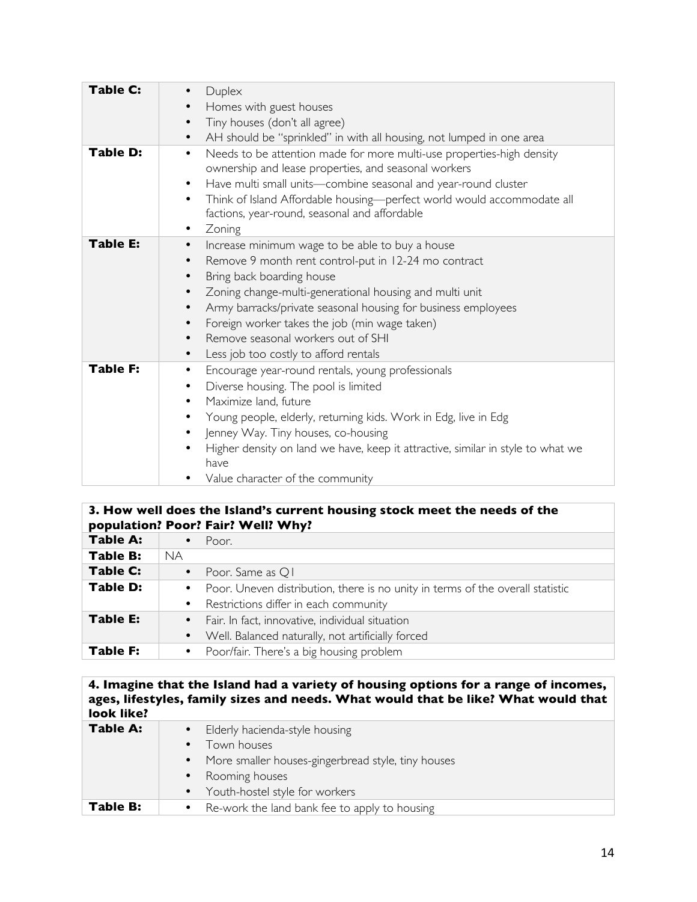| | |
|---|---|
| **Table C:** | • Duplex<br>• Homes with guest houses<br>• Tiny houses (don't all agree)<br>• AH should be "sprinkled" in with all housing, not lumped in one area |
| **Table D:** | • Needs to be attention made for more multi-use properties-high density ownership and lease properties, and seasonal workers<br>• Have multi small units—combine seasonal and year-round cluster<br>• Think of Island Affordable housing—perfect world would accommodate all factions, year-round, seasonal and affordable<br>• Zoning |
| **Table E:** | • Increase minimum wage to be able to buy a house<br>• Remove 9 month rent control-put in 12-24 mo contract<br>• Bring back boarding house<br>• Zoning change-multi-generational housing and multi unit<br>• Army barracks/private seasonal housing for business employees<br>• Foreign worker takes the job (min wage taken)<br>• Remove seasonal workers out of SHI<br>• Less job too costly to afford rentals |
| **Table F:** | • Encourage year-round rentals, young professionals<br>• Diverse housing. The pool is limited<br>• Maximize land, future<br>• Young people, elderly, returning kids. Work in Edg, live in Edg<br>• Jenney Way. Tiny houses, co-housing<br>• Higher density on land we have, keep it attractive, similar in style to what we have<br>• Value character of the community |

| **3. How well does the Island's current housing stock meet the needs of the population? Poor? Fair? Well? Why?** | |
|---|---|
| **Table A:** | • Poor. |
| **Table B:** | NA |
| **Table C:** | • Poor. Same as Q1 |
| **Table D:** | • Poor. Uneven distribution, there is no unity in terms of the overall statistic<br>• Restrictions differ in each community |
| **Table E:** | • Fair. In fact, innovative, individual situation<br>• Well. Balanced naturally, not artificially forced |
| **Table F:** | • Poor/fair. There's a big housing problem |

| **4. Imagine that the Island had a variety of housing options for a range of incomes, ages, lifestyles, family sizes and needs. What would that be like? What would that look like?** | |
|---|---|
| **Table A:** | • Elderly hacienda-style housing<br>• Town houses<br>• More smaller houses-gingerbread style, tiny houses<br>• Rooming houses<br>• Youth-hostel style for workers |
| **Table B:** | • Re-work the land bank fee to apply to housing |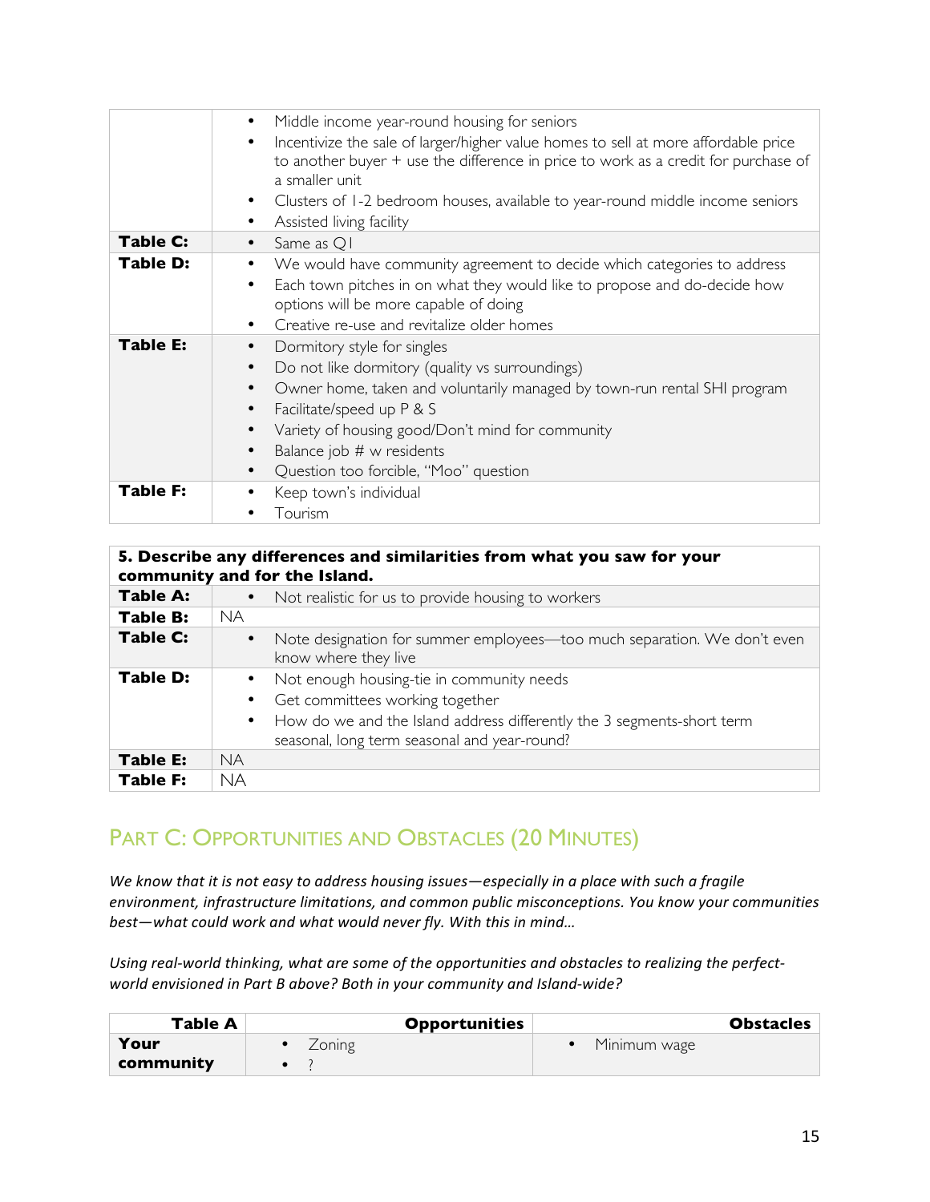| | |
|---|---|
| | • Middle income year-round housing for seniors<br>• Incentivize the sale of larger/higher value homes to sell at more affordable price to another buyer + use the difference in price to work as a credit for purchase of a smaller unit<br>• Clusters of 1-2 bedroom houses, available to year-round middle income seniors<br>• Assisted living facility |
| **Table C:** | • Same as Q1 |
| **Table D:** | • We would have community agreement to decide which categories to address<br>• Each town pitches in on what they would like to propose and do-decide how options will be more capable of doing<br>• Creative re-use and revitalize older homes |
| **Table E:** | • Dormitory style for singles<br>• Do not like dormitory (quality vs surroundings)<br>• Owner home, taken and voluntarily managed by town-run rental SHI program<br>• Facilitate/speed up P & S<br>• Variety of housing good/Don't mind for community<br>• Balance job # w residents<br>• Question too forcible, "Moo" question |
| **Table F:** | • Keep town's individual<br>• Tourism |

| **5. Describe any differences and similarities from what you saw for your community and for the Island.** | |
|---|---|
| **Table A:** | • Not realistic for us to provide housing to workers |
| **Table B:** | NA |
| **Table C:** | • Note designation for summer employees—too much separation. We don't even know where they live |
| **Table D:** | • Not enough housing-tie in community needs<br>• Get committees working together<br>• How do we and the Island address differently the 3 segments-short term seasonal, long term seasonal and year-round? |
| **Table E:** | NA |
| **Table F:** | NA |

## Part C: Opportunities and Obstacles (20 Minutes)

*We know that it is not easy to address housing issues—especially in a place with such a fragile environment, infrastructure limitations, and common public misconceptions. You know your communities best—what could work and what would never fly. With this in mind…*

*Using real-world thinking, what are some of the opportunities and obstacles to realizing the perfect-world envisioned in Part B above? Both in your community and Island-wide?*

| **Table A** | **Opportunities** | **Obstacles** |
|---|---|---|
| **Your community** | • Zoning<br>• ? | • Minimum wage |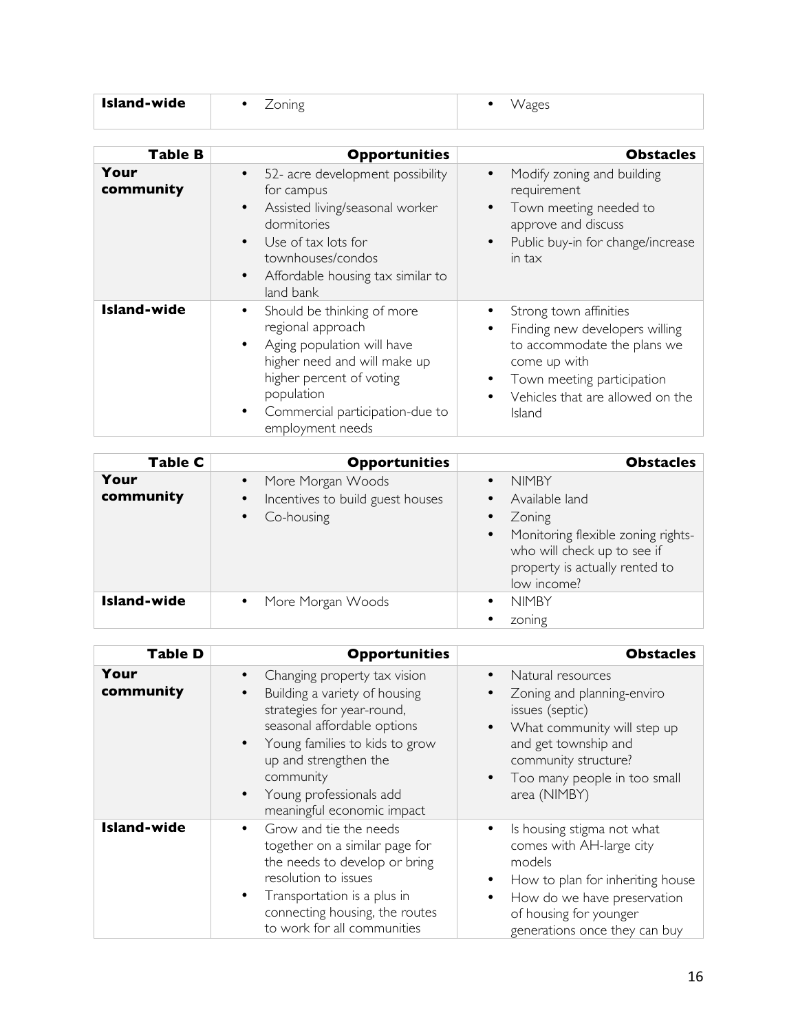| Island-wide | • Zoning | • Wages |
|---|---|---|

| **Table B** | **Opportunities** | **Obstacles** |
|---|---|---|
| **Your community** | • 52- acre development possibility for campus<br>• Assisted living/seasonal worker dormitories<br>• Use of tax lots for townhouses/condos<br>• Affordable housing tax similar to land bank | • Modify zoning and building requirement<br>• Town meeting needed to approve and discuss<br>• Public buy-in for change/increase in tax |
| **Island-wide** | • Should be thinking of more regional approach<br>• Aging population will have higher need and will make up higher percent of voting population<br>• Commercial participation-due to employment needs | • Strong town affinities<br>• Finding new developers willing to accommodate the plans we come up with<br>• Town meeting participation<br>• Vehicles that are allowed on the Island |

| **Table C** | **Opportunities** | **Obstacles** |
|---|---|---|
| **Your community** | • More Morgan Woods<br>• Incentives to build guest houses<br>• Co-housing | • NIMBY<br>• Available land<br>• Zoning<br>• Monitoring flexible zoning rights-who will check up to see if property is actually rented to low income? |
| **Island-wide** | • More Morgan Woods | • NIMBY<br>• zoning |

| **Table D** | **Opportunities** | **Obstacles** |
|---|---|---|
| **Your community** | • Changing property tax vision<br>• Building a variety of housing strategies for year-round, seasonal affordable options<br>• Young families to kids to grow up and strengthen the community<br>• Young professionals add meaningful economic impact | • Natural resources<br>• Zoning and planning-enviro issues (septic)<br>• What community will step up and get township and community structure?<br>• Too many people in too small area (NIMBY) |
| **Island-wide** | • Grow and tie the needs together on a similar page for the needs to develop or bring resolution to issues<br>• Transportation is a plus in connecting housing, the routes to work for all communities | • Is housing stigma not what comes with AH-large city models<br>• How to plan for inheriting house<br>• How do we have preservation of housing for younger generations once they can buy |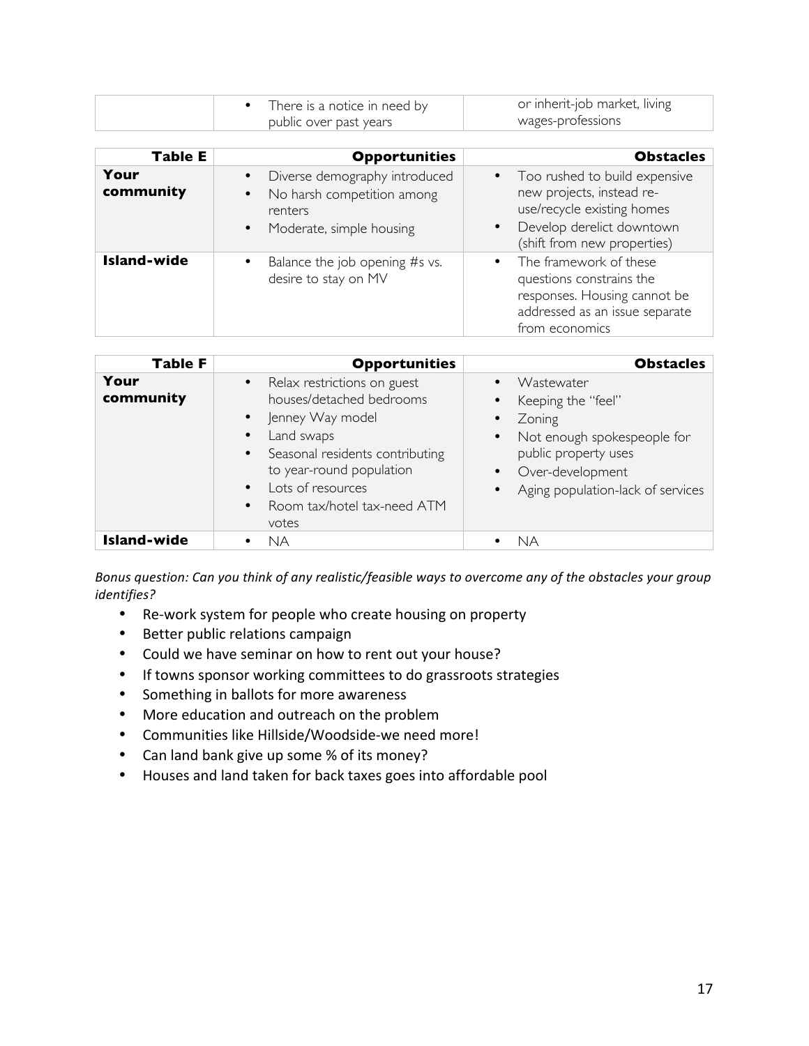| | | |
|---|---|---|
| | • There is a notice in need by public over past years | or inherit-job market, living wages-professions |

| Table E | Opportunities | Obstacles |
|---|---|---|
| **Your community** | • Diverse demography introduced<br>• No harsh competition among renters<br>• Moderate, simple housing | • Too rushed to build expensive new projects, instead re-use/recycle existing homes<br>• Develop derelict downtown (shift from new properties) |
| **Island-wide** | • Balance the job opening #s vs. desire to stay on MV | • The framework of these questions constrains the responses. Housing cannot be addressed as an issue separate from economics |

| Table F | Opportunities | Obstacles |
|---|---|---|
| **Your community** | • Relax restrictions on guest houses/detached bedrooms<br>• Jenney Way model<br>• Land swaps<br>• Seasonal residents contributing to year-round population<br>• Lots of resources<br>• Room tax/hotel tax-need ATM votes | • Wastewater<br>• Keeping the "feel"<br>• Zoning<br>• Not enough spokespeople for public property uses<br>• Over-development<br>• Aging population-lack of services |
| **Island-wide** | • NA | • NA |

*Bonus question: Can you think of any realistic/feasible ways to overcome any of the obstacles your group identifies?*

- Re-work system for people who create housing on property
- Better public relations campaign
- Could we have seminar on how to rent out your house?
- If towns sponsor working committees to do grassroots strategies
- Something in ballots for more awareness
- More education and outreach on the problem
- Communities like Hillside/Woodside-we need more!
- Can land bank give up some % of its money?
- Houses and land taken for back taxes goes into affordable pool